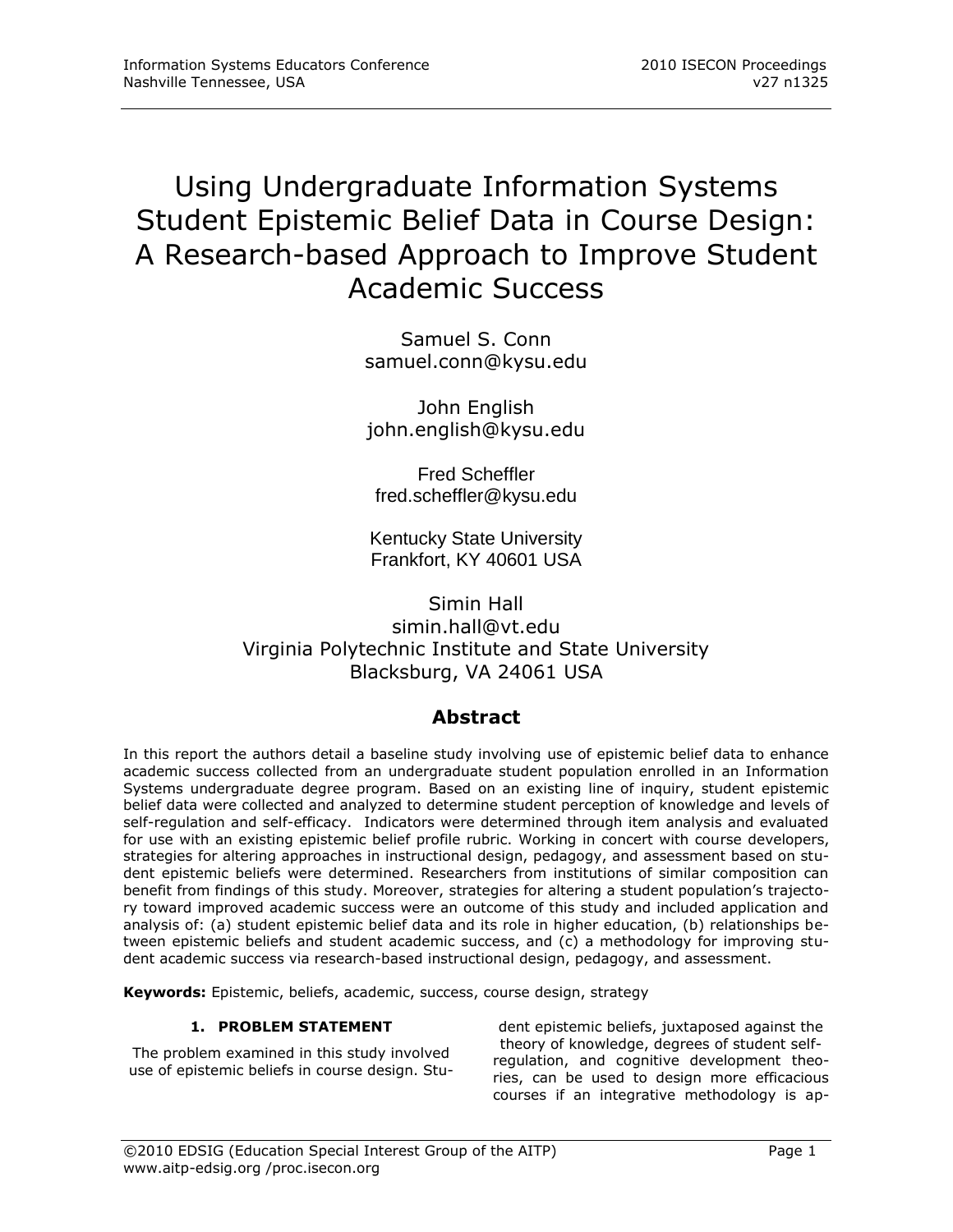# Using Undergraduate Information Systems Student Epistemic Belief Data in Course Design: A Research-based Approach to Improve Student Academic Success

Samuel S. Conn
samuel.conn@kysu.edu

John English
john.english@kysu.edu

Fred Scheffler
fred.scheffler@kysu.edu

Kentucky State University
Frankfort, KY 40601 USA

Simin Hall
simin.hall@vt.edu
Virginia Polytechnic Institute and State University
Blacksburg, VA 24061 USA

## Abstract

In this report the authors detail a baseline study involving use of epistemic belief data to enhance academic success collected from an undergraduate student population enrolled in an Information Systems undergraduate degree program. Based on an existing line of inquiry, student epistemic belief data were collected and analyzed to determine student perception of knowledge and levels of self-regulation and self-efficacy. Indicators were determined through item analysis and evaluated for use with an existing epistemic belief profile rubric. Working in concert with course developers, strategies for altering approaches in instructional design, pedagogy, and assessment based on student epistemic beliefs were determined. Researchers from institutions of similar composition can benefit from findings of this study. Moreover, strategies for altering a student population's trajectory toward improved academic success were an outcome of this study and included application and analysis of: (a) student epistemic belief data and its role in higher education, (b) relationships between epistemic beliefs and student academic success, and (c) a methodology for improving student academic success via research-based instructional design, pedagogy, and assessment.

**Keywords:** Epistemic, beliefs, academic, success, course design, strategy

## 1. PROBLEM STATEMENT

The problem examined in this study involved use of epistemic beliefs in course design. Student epistemic beliefs, juxtaposed against the theory of knowledge, degrees of student self-regulation, and cognitive development theories, can be used to design more efficacious courses if an integrative methodology is ap-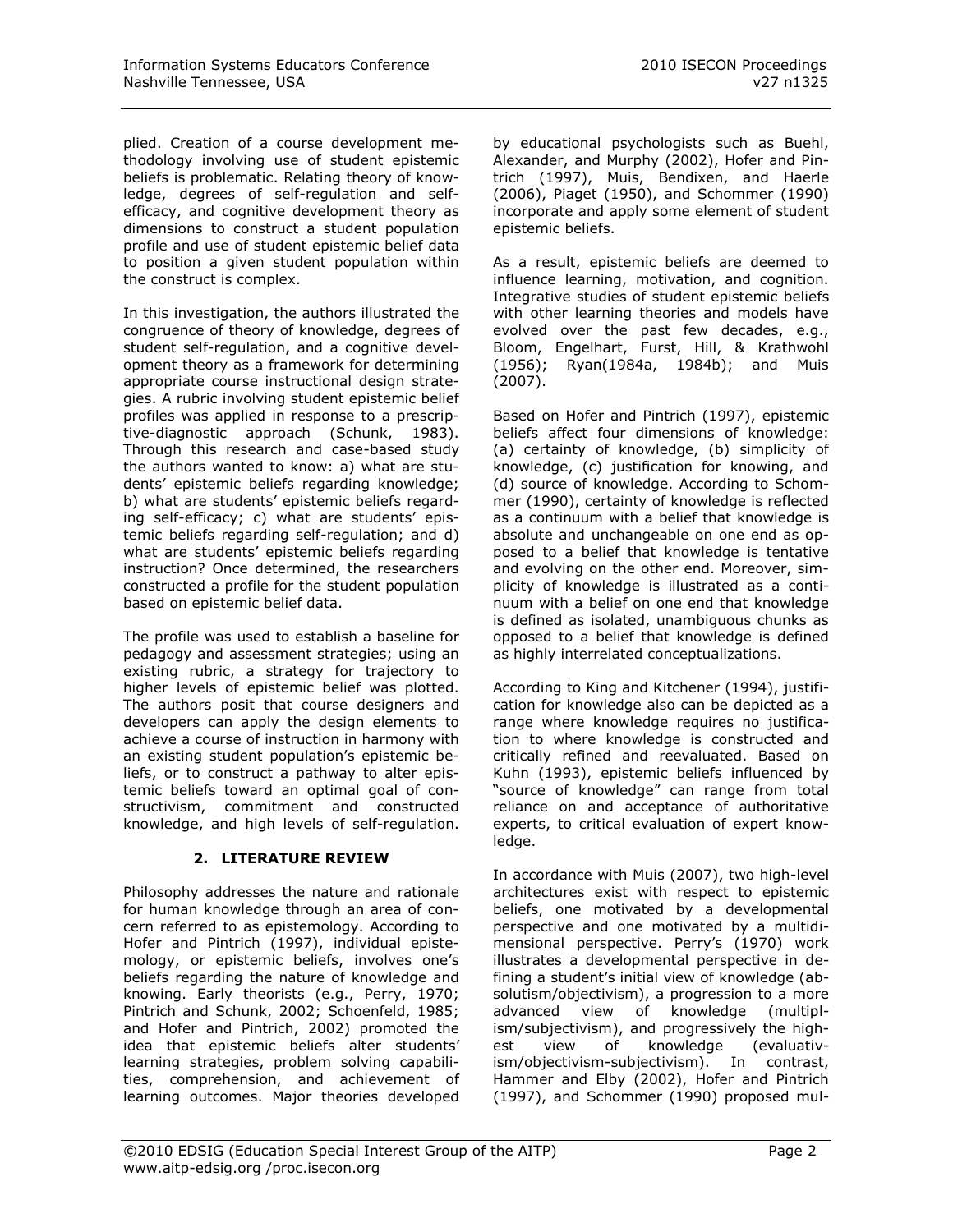plied. Creation of a course development methodology involving use of student epistemic beliefs is problematic. Relating theory of knowledge, degrees of self-regulation and self-efficacy, and cognitive development theory as dimensions to construct a student population profile and use of student epistemic belief data to position a given student population within the construct is complex.

In this investigation, the authors illustrated the congruence of theory of knowledge, degrees of student self-regulation, and a cognitive development theory as a framework for determining appropriate course instructional design strategies. A rubric involving student epistemic belief profiles was applied in response to a prescriptive-diagnostic approach (Schunk, 1983). Through this research and case-based study the authors wanted to know: a) what are students' epistemic beliefs regarding knowledge; b) what are students' epistemic beliefs regarding self-efficacy; c) what are students' epistemic beliefs regarding self-regulation; and d) what are students' epistemic beliefs regarding instruction? Once determined, the researchers constructed a profile for the student population based on epistemic belief data.

The profile was used to establish a baseline for pedagogy and assessment strategies; using an existing rubric, a strategy for trajectory to higher levels of epistemic belief was plotted. The authors posit that course designers and developers can apply the design elements to achieve a course of instruction in harmony with an existing student population's epistemic beliefs, or to construct a pathway to alter epistemic beliefs toward an optimal goal of constructivism, commitment and constructed knowledge, and high levels of self-regulation.

## 2. LITERATURE REVIEW

Philosophy addresses the nature and rationale for human knowledge through an area of concern referred to as epistemology. According to Hofer and Pintrich (1997), individual epistemology, or epistemic beliefs, involves one's beliefs regarding the nature of knowledge and knowing. Early theorists (e.g., Perry, 1970; Pintrich and Schunk, 2002; Schoenfeld, 1985; and Hofer and Pintrich, 2002) promoted the idea that epistemic beliefs alter students' learning strategies, problem solving capabilities, comprehension, and achievement of learning outcomes. Major theories developed by educational psychologists such as Buehl, Alexander, and Murphy (2002), Hofer and Pintrich (1997), Muis, Bendixen, and Haerle (2006), Piaget (1950), and Schommer (1990) incorporate and apply some element of student epistemic beliefs.

As a result, epistemic beliefs are deemed to influence learning, motivation, and cognition. Integrative studies of student epistemic beliefs with other learning theories and models have evolved over the past few decades, e.g., Bloom, Engelhart, Furst, Hill, & Krathwohl (1956); Ryan(1984a, 1984b); and Muis (2007).

Based on Hofer and Pintrich (1997), epistemic beliefs affect four dimensions of knowledge: (a) certainty of knowledge, (b) simplicity of knowledge, (c) justification for knowing, and (d) source of knowledge. According to Schommer (1990), certainty of knowledge is reflected as a continuum with a belief that knowledge is absolute and unchangeable on one end as opposed to a belief that knowledge is tentative and evolving on the other end. Moreover, simplicity of knowledge is illustrated as a continuum with a belief on one end that knowledge is defined as isolated, unambiguous chunks as opposed to a belief that knowledge is defined as highly interrelated conceptualizations.

According to King and Kitchener (1994), justification for knowledge also can be depicted as a range where knowledge requires no justification to where knowledge is constructed and critically refined and reevaluated. Based on Kuhn (1993), epistemic beliefs influenced by "source of knowledge" can range from total reliance on and acceptance of authoritative experts, to critical evaluation of expert knowledge.

In accordance with Muis (2007), two high-level architectures exist with respect to epistemic beliefs, one motivated by a developmental perspective and one motivated by a multidimensional perspective. Perry's (1970) work illustrates a developmental perspective in defining a student's initial view of knowledge (absolutism/objectivism), a progression to a more advanced view of knowledge (multiplism/subjectivism), and progressively the highest view of knowledge (evaluativism/objectivism-subjectivism). In contrast, Hammer and Elby (2002), Hofer and Pintrich (1997), and Schommer (1990) proposed mul-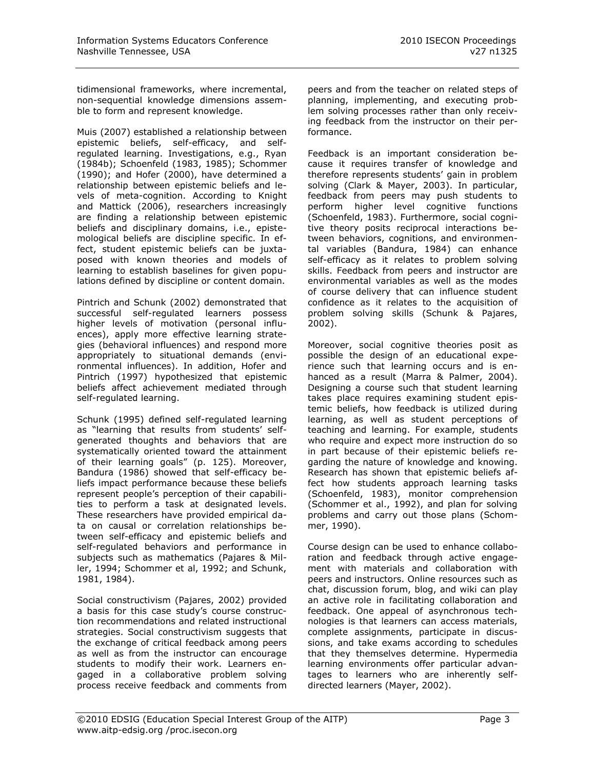tidimensional frameworks, where incremental, non-sequential knowledge dimensions assemble to form and represent knowledge.

Muis (2007) established a relationship between epistemic beliefs, self-efficacy, and self-regulated learning. Investigations, e.g., Ryan (1984b); Schoenfeld (1983, 1985); Schommer (1990); and Hofer (2000), have determined a relationship between epistemic beliefs and levels of meta-cognition. According to Knight and Mattick (2006), researchers increasingly are finding a relationship between epistemic beliefs and disciplinary domains, i.e., epistemological beliefs are discipline specific. In effect, student epistemic beliefs can be juxtaposed with known theories and models of learning to establish baselines for given populations defined by discipline or content domain.

Pintrich and Schunk (2002) demonstrated that successful self-regulated learners possess higher levels of motivation (personal influences), apply more effective learning strategies (behavioral influences) and respond more appropriately to situational demands (environmental influences). In addition, Hofer and Pintrich (1997) hypothesized that epistemic beliefs affect achievement mediated through self-regulated learning.

Schunk (1995) defined self-regulated learning as "learning that results from students' self-generated thoughts and behaviors that are systematically oriented toward the attainment of their learning goals" (p. 125). Moreover, Bandura (1986) showed that self-efficacy beliefs impact performance because these beliefs represent people's perception of their capabilities to perform a task at designated levels. These researchers have provided empirical data on causal or correlation relationships between self-efficacy and epistemic beliefs and self-regulated behaviors and performance in subjects such as mathematics (Pajares & Miller, 1994; Schommer et al, 1992; and Schunk, 1981, 1984).

Social constructivism (Pajares, 2002) provided a basis for this case study's course construction recommendations and related instructional strategies. Social constructivism suggests that the exchange of critical feedback among peers as well as from the instructor can encourage students to modify their work. Learners engaged in a collaborative problem solving process receive feedback and comments from peers and from the teacher on related steps of planning, implementing, and executing problem solving processes rather than only receiving feedback from the instructor on their performance.

Feedback is an important consideration because it requires transfer of knowledge and therefore represents students' gain in problem solving (Clark & Mayer, 2003). In particular, feedback from peers may push students to perform higher level cognitive functions (Schoenfeld, 1983). Furthermore, social cognitive theory posits reciprocal interactions between behaviors, cognitions, and environmental variables (Bandura, 1984) can enhance self-efficacy as it relates to problem solving skills. Feedback from peers and instructor are environmental variables as well as the modes of course delivery that can influence student confidence as it relates to the acquisition of problem solving skills (Schunk & Pajares, 2002).

Moreover, social cognitive theories posit as possible the design of an educational experience such that learning occurs and is enhanced as a result (Marra & Palmer, 2004). Designing a course such that student learning takes place requires examining student epistemic beliefs, how feedback is utilized during learning, as well as student perceptions of teaching and learning. For example, students who require and expect more instruction do so in part because of their epistemic beliefs regarding the nature of knowledge and knowing. Research has shown that epistemic beliefs affect how students approach learning tasks (Schoenfeld, 1983), monitor comprehension (Schommer et al., 1992), and plan for solving problems and carry out those plans (Schommer, 1990).

Course design can be used to enhance collaboration and feedback through active engagement with materials and collaboration with peers and instructors. Online resources such as chat, discussion forum, blog, and wiki can play an active role in facilitating collaboration and feedback. One appeal of asynchronous technologies is that learners can access materials, complete assignments, participate in discussions, and take exams according to schedules that they themselves determine. Hypermedia learning environments offer particular advantages to learners who are inherently self-directed learners (Mayer, 2002).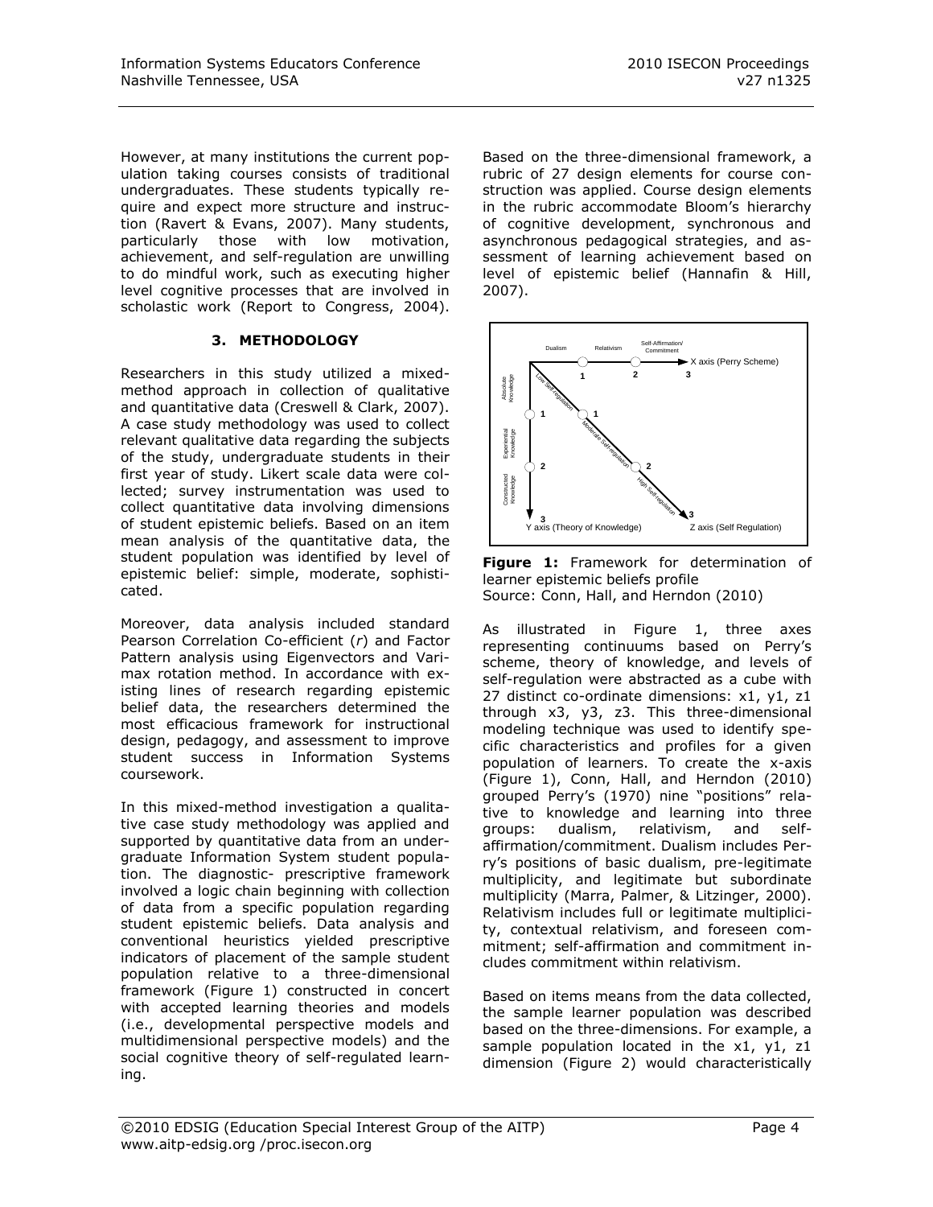However, at many institutions the current population taking courses consists of traditional undergraduates. These students typically require and expect more structure and instruction (Ravert & Evans, 2007). Many students, particularly those with low motivation, achievement, and self-regulation are unwilling to do mindful work, such as executing higher level cognitive processes that are involved in scholastic work (Report to Congress, 2004).

## 3. METHODOLOGY

Researchers in this study utilized a mixed-method approach in collection of qualitative and quantitative data (Creswell & Clark, 2007). A case study methodology was used to collect relevant qualitative data regarding the subjects of the study, undergraduate students in their first year of study. Likert scale data were collected; survey instrumentation was used to collect quantitative data involving dimensions of student epistemic beliefs. Based on an item mean analysis of the quantitative data, the student population was identified by level of epistemic belief: simple, moderate, sophisticated.

Moreover, data analysis included standard Pearson Correlation Co-efficient (*r*) and Factor Pattern analysis using Eigenvectors and Varimax rotation method. In accordance with existing lines of research regarding epistemic belief data, the researchers determined the most efficacious framework for instructional design, pedagogy, and assessment to improve student success in Information Systems coursework.

In this mixed-method investigation a qualitative case study methodology was applied and supported by quantitative data from an undergraduate Information System student population. The diagnostic- prescriptive framework involved a logic chain beginning with collection of data from a specific population regarding student epistemic beliefs. Data analysis and conventional heuristics yielded prescriptive indicators of placement of the sample student population relative to a three-dimensional framework (Figure 1) constructed in concert with accepted learning theories and models (i.e., developmental perspective models and multidimensional perspective models) and the social cognitive theory of self-regulated learning.

Based on the three-dimensional framework, a rubric of 27 design elements for course construction was applied. Course design elements in the rubric accommodate Bloom's hierarchy of cognitive development, synchronous and asynchronous pedagogical strategies, and assessment of learning achievement based on level of epistemic belief (Hannafin & Hill, 2007).

**Figure 1:** Framework for determination of learner epistemic beliefs profile
Source: Conn, Hall, and Herndon (2010)

As illustrated in Figure 1, three axes representing continuums based on Perry's scheme, theory of knowledge, and levels of self-regulation were abstracted as a cube with 27 distinct co-ordinate dimensions: x1, y1, z1 through x3, y3, z3. This three-dimensional modeling technique was used to identify specific characteristics and profiles for a given population of learners. To create the x-axis (Figure 1), Conn, Hall, and Herndon (2010) grouped Perry's (1970) nine "positions" relative to knowledge and learning into three groups: dualism, relativism, and self-affirmation/commitment. Dualism includes Perry's positions of basic dualism, pre-legitimate multiplicity, and legitimate but subordinate multiplicity (Marra, Palmer, & Litzinger, 2000). Relativism includes full or legitimate multiplicity, contextual relativism, and foreseen commitment; self-affirmation and commitment includes commitment within relativism.

Based on items means from the data collected, the sample learner population was described based on the three-dimensions. For example, a sample population located in the x1, y1, z1 dimension (Figure 2) would characteristically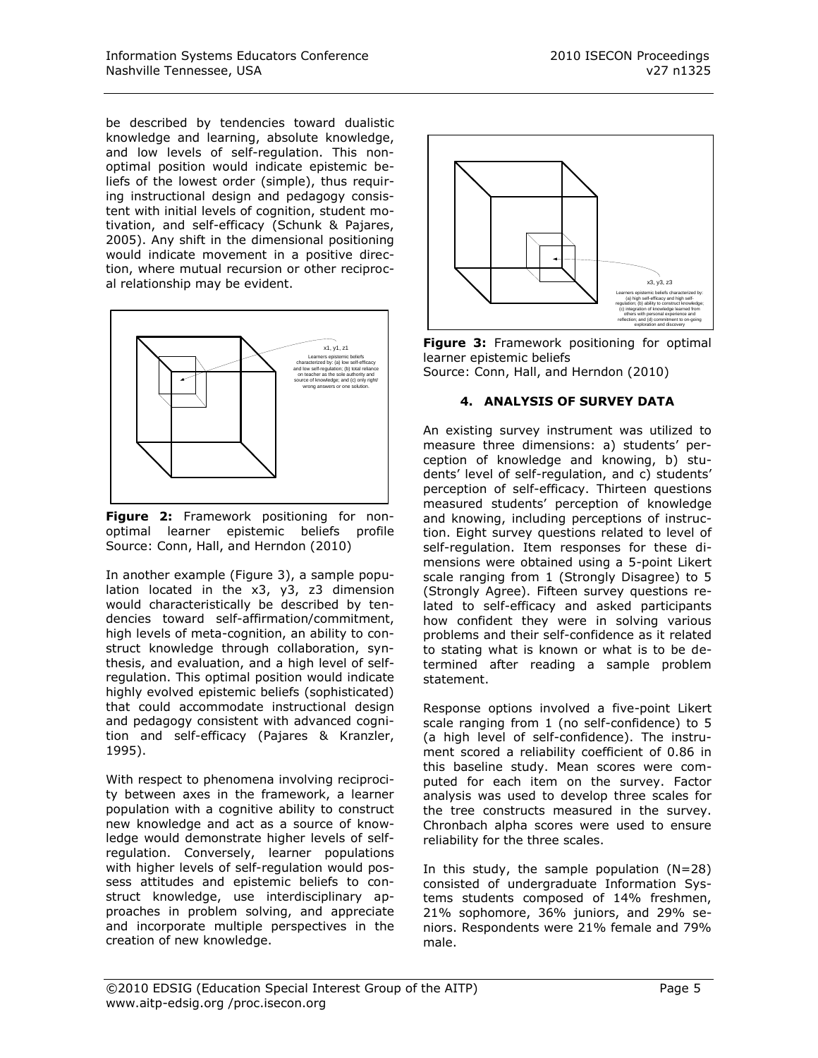be described by tendencies toward dualistic knowledge and learning, absolute knowledge, and low levels of self-regulation. This non-optimal position would indicate epistemic beliefs of the lowest order (simple), thus requiring instructional design and pedagogy consistent with initial levels of cognition, student motivation, and self-efficacy (Schunk & Pajares, 2005). Any shift in the dimensional positioning would indicate movement in a positive direction, where mutual recursion or other reciprocal relationship may be evident.

**Figure 2:** Framework positioning for non-optimal learner epistemic beliefs profile
Source: Conn, Hall, and Herndon (2010)

In another example (Figure 3), a sample population located in the x3, y3, z3 dimension would characteristically be described by tendencies toward self-affirmation/commitment, high levels of meta-cognition, an ability to construct knowledge through collaboration, synthesis, and evaluation, and a high level of self-regulation. This optimal position would indicate highly evolved epistemic beliefs (sophisticated) that could accommodate instructional design and pedagogy consistent with advanced cognition and self-efficacy (Pajares & Kranzler, 1995).

With respect to phenomena involving reciprocity between axes in the framework, a learner population with a cognitive ability to construct new knowledge and act as a source of knowledge would demonstrate higher levels of self-regulation. Conversely, learner populations with higher levels of self-regulation would possess attitudes and epistemic beliefs to construct knowledge, use interdisciplinary approaches in problem solving, and appreciate and incorporate multiple perspectives in the creation of new knowledge.

**Figure 3:** Framework positioning for optimal learner epistemic beliefs
Source: Conn, Hall, and Herndon (2010)

## 4. ANALYSIS OF SURVEY DATA

An existing survey instrument was utilized to measure three dimensions: a) students' perception of knowledge and knowing, b) students' level of self-regulation, and c) students' perception of self-efficacy. Thirteen questions measured students' perception of knowledge and knowing, including perceptions of instruction. Eight survey questions related to level of self-regulation. Item responses for these dimensions were obtained using a 5-point Likert scale ranging from 1 (Strongly Disagree) to 5 (Strongly Agree). Fifteen survey questions related to self-efficacy and asked participants how confident they were in solving various problems and their self-confidence as it related to stating what is known or what is to be determined after reading a sample problem statement.

Response options involved a five-point Likert scale ranging from 1 (no self-confidence) to 5 (a high level of self-confidence). The instrument scored a reliability coefficient of 0.86 in this baseline study. Mean scores were computed for each item on the survey. Factor analysis was used to develop three scales for the tree constructs measured in the survey. Chronbach alpha scores were used to ensure reliability for the three scales.

In this study, the sample population (N=28) consisted of undergraduate Information Systems students composed of 14% freshmen, 21% sophomore, 36% juniors, and 29% seniors. Respondents were 21% female and 79% male.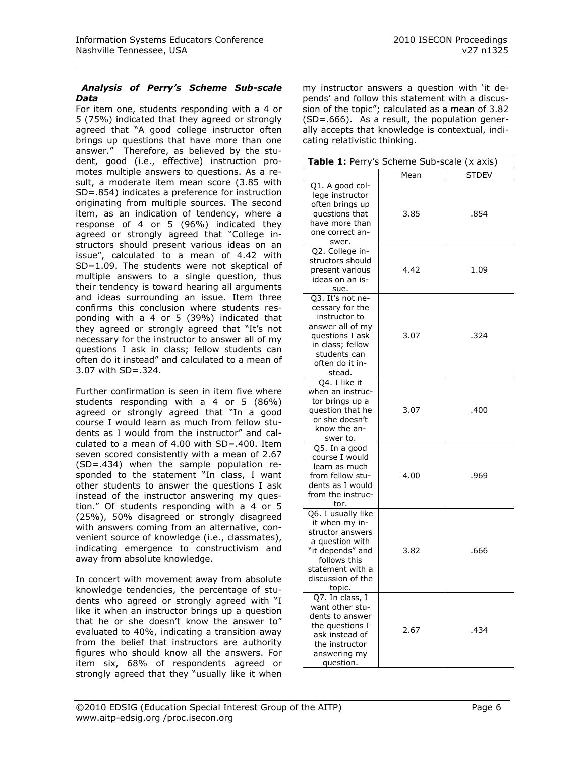### *Analysis of Perry's Scheme Sub-scale Data*

For item one, students responding with a 4 or 5 (75%) indicated that they agreed or strongly agreed that "A good college instructor often brings up questions that have more than one answer." Therefore, as believed by the student, good (i.e., effective) instruction promotes multiple answers to questions. As a result, a moderate item mean score (3.85 with SD=.854) indicates a preference for instruction originating from multiple sources. The second item, as an indication of tendency, where a response of 4 or 5 (96%) indicated they agreed or strongly agreed that "College instructors should present various ideas on an issue", calculated to a mean of 4.42 with SD=1.09. The students were not skeptical of multiple answers to a single question, thus their tendency is toward hearing all arguments and ideas surrounding an issue. Item three confirms this conclusion where students responding with a 4 or 5 (39%) indicated that they agreed or strongly agreed that "It's not necessary for the instructor to answer all of my questions I ask in class; fellow students can often do it instead" and calculated to a mean of 3.07 with SD=.324.

Further confirmation is seen in item five where students responding with a 4 or 5 (86%) agreed or strongly agreed that "In a good course I would learn as much from fellow students as I would from the instructor" and calculated to a mean of 4.00 with SD=.400. Item seven scored consistently with a mean of 2.67 (SD=.434) when the sample population responded to the statement "In class, I want other students to answer the questions I ask instead of the instructor answering my question." Of students responding with a 4 or 5 (25%), 50% disagreed or strongly disagreed with answers coming from an alternative, convenient source of knowledge (i.e., classmates), indicating emergence to constructivism and away from absolute knowledge.

In concert with movement away from absolute knowledge tendencies, the percentage of students who agreed or strongly agreed with "I like it when an instructor brings up a question that he or she doesn't know the answer to" evaluated to 40%, indicating a transition away from the belief that instructors are authority figures who should know all the answers. For item six, 68% of respondents agreed or strongly agreed that they "usually like it when my instructor answers a question with 'it depends' and follow this statement with a discussion of the topic"; calculated as a mean of 3.82 (SD=.666). As a result, the population generally accepts that knowledge is contextual, indicating relativistic thinking.

**Table 1:** Perry's Scheme Sub-scale (x axis)

| | Mean | STDEV |
|---|---|---|
| Q1. A good college instructor often brings up questions that have more than one correct answer. | 3.85 | .854 |
| Q2. College instructors should present various ideas on an issue. | 4.42 | 1.09 |
| Q3. It's not necessary for the instructor to answer all of my questions I ask in class; fellow students can often do it instead. | 3.07 | .324 |
| Q4. I like it when an instructor brings up a question that he or she doesn't know the answer to. | 3.07 | .400 |
| Q5. In a good course I would learn as much from fellow students as I would from the instructor. | 4.00 | .969 |
| Q6. I usually like it when my instructor answers a question with "it depends" and follows this statement with a discussion of the topic. | 3.82 | .666 |
| Q7. In class, I want other students to answer the questions I ask instead of the instructor answering my question. | 2.67 | .434 |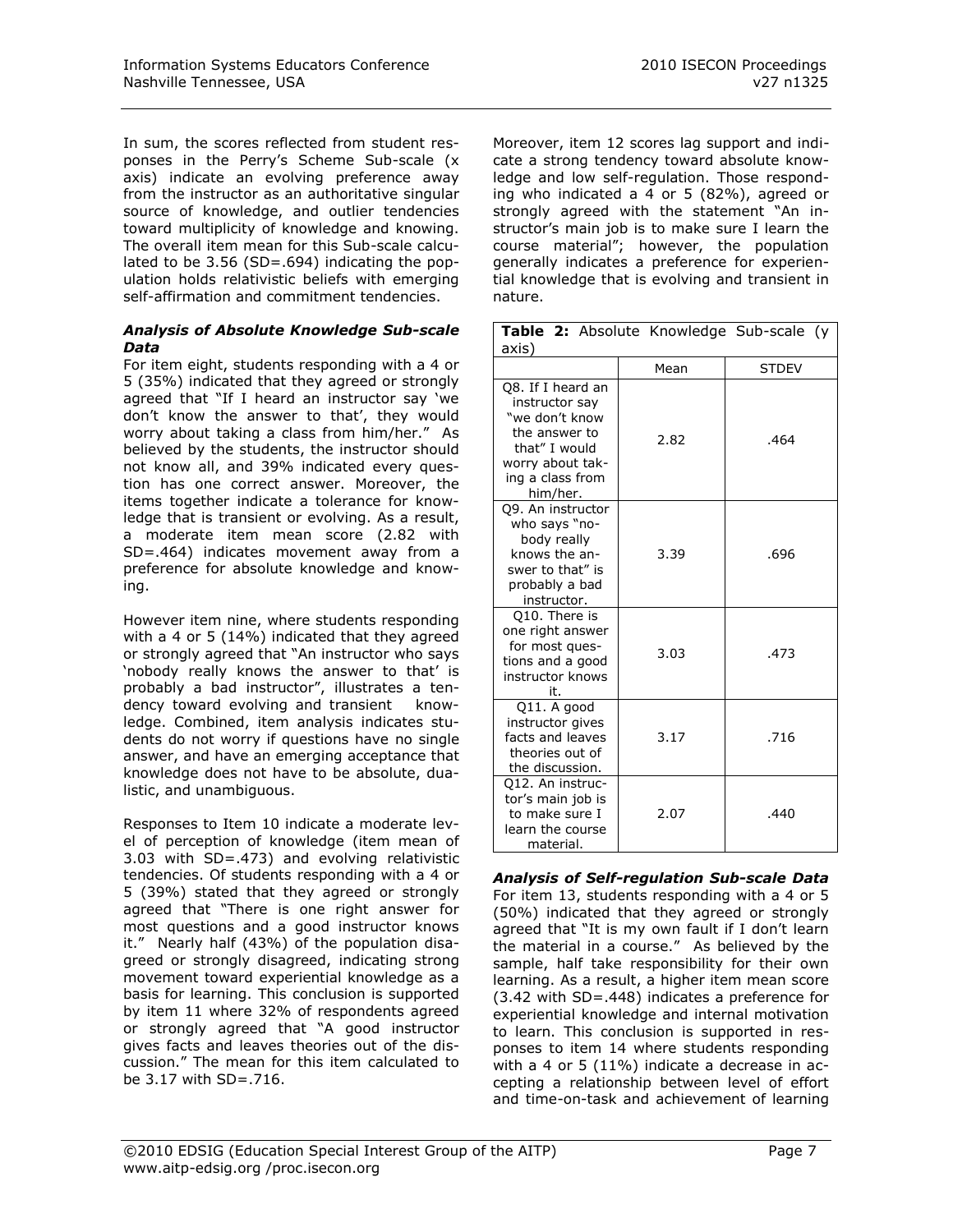In sum, the scores reflected from student responses in the Perry's Scheme Sub-scale (x axis) indicate an evolving preference away from the instructor as an authoritative singular source of knowledge, and outlier tendencies toward multiplicity of knowledge and knowing. The overall item mean for this Sub-scale calculated to be 3.56 (SD=.694) indicating the population holds relativistic beliefs with emerging self-affirmation and commitment tendencies.

### *Analysis of Absolute Knowledge Sub-scale Data*

For item eight, students responding with a 4 or 5 (35%) indicated that they agreed or strongly agreed that "If I heard an instructor say 'we don't know the answer to that', they would worry about taking a class from him/her." As believed by the students, the instructor should not know all, and 39% indicated every question has one correct answer. Moreover, the items together indicate a tolerance for knowledge that is transient or evolving. As a result, a moderate item mean score (2.82 with SD=.464) indicates movement away from a preference for absolute knowledge and knowing.

However item nine, where students responding with a 4 or 5 (14%) indicated that they agreed or strongly agreed that "An instructor who says 'nobody really knows the answer to that' is probably a bad instructor", illustrates a tendency toward evolving and transient knowledge. Combined, item analysis indicates students do not worry if questions have no single answer, and have an emerging acceptance that knowledge does not have to be absolute, dualistic, and unambiguous.

Responses to Item 10 indicate a moderate level of perception of knowledge (item mean of 3.03 with SD=.473) and evolving relativistic tendencies. Of students responding with a 4 or 5 (39%) stated that they agreed or strongly agreed that "There is one right answer for most questions and a good instructor knows it." Nearly half (43%) of the population disagreed or strongly disagreed, indicating strong movement toward experiential knowledge as a basis for learning. This conclusion is supported by item 11 where 32% of respondents agreed or strongly agreed that "A good instructor gives facts and leaves theories out of the discussion." The mean for this item calculated to be 3.17 with SD=.716.

Moreover, item 12 scores lag support and indicate a strong tendency toward absolute knowledge and low self-regulation. Those responding who indicated a 4 or 5 (82%), agreed or strongly agreed with the statement "An instructor's main job is to make sure I learn the course material"; however, the population generally indicates a preference for experiential knowledge that is evolving and transient in nature.

**Table 2:** Absolute Knowledge Sub-scale (y axis)

| | Mean | STDEV |
|---|---|---|
| Q8. If I heard an instructor say "we don't know the answer to that" I would worry about taking a class from him/her. | 2.82 | .464 |
| Q9. An instructor who says "nobody really knows the answer to that" is probably a bad instructor. | 3.39 | .696 |
| Q10. There is one right answer for most questions and a good instructor knows it. | 3.03 | .473 |
| Q11. A good instructor gives facts and leaves theories out of the discussion. | 3.17 | .716 |
| Q12. An instructor's main job is to make sure I learn the course material. | 2.07 | .440 |

### *Analysis of Self-regulation Sub-scale Data*

For item 13, students responding with a 4 or 5 (50%) indicated that they agreed or strongly agreed that "It is my own fault if I don't learn the material in a course." As believed by the sample, half take responsibility for their own learning. As a result, a higher item mean score (3.42 with SD=.448) indicates a preference for experiential knowledge and internal motivation to learn. This conclusion is supported in responses to item 14 where students responding with a 4 or 5 (11%) indicate a decrease in accepting a relationship between level of effort and time-on-task and achievement of learning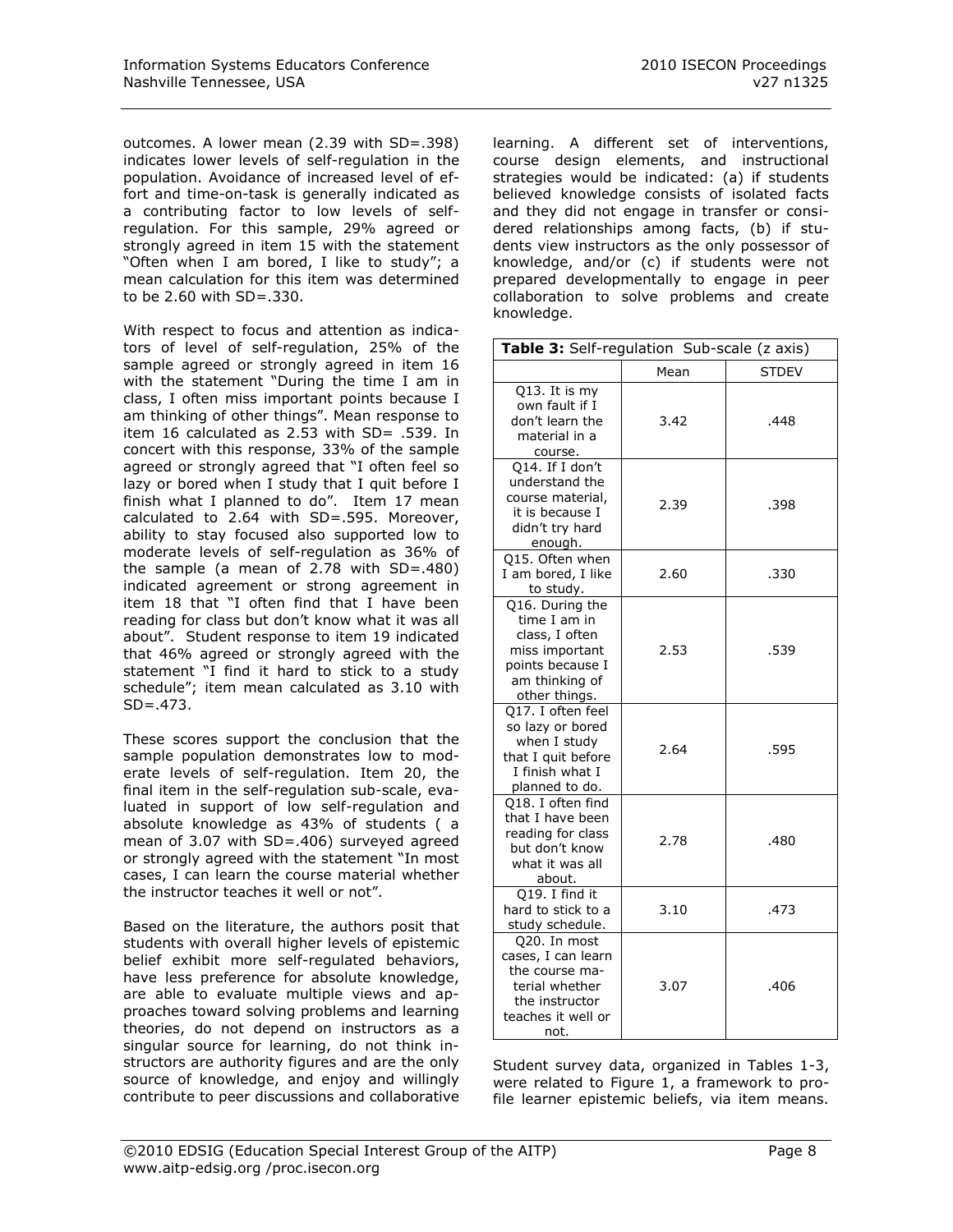outcomes. A lower mean (2.39 with SD=.398) indicates lower levels of self-regulation in the population. Avoidance of increased level of effort and time-on-task is generally indicated as a contributing factor to low levels of self-regulation. For this sample, 29% agreed or strongly agreed in item 15 with the statement "Often when I am bored, I like to study"; a mean calculation for this item was determined to be 2.60 with SD=.330.

With respect to focus and attention as indicators of level of self-regulation, 25% of the sample agreed or strongly agreed in item 16 with the statement "During the time I am in class, I often miss important points because I am thinking of other things". Mean response to item 16 calculated as 2.53 with SD= .539. In concert with this response, 33% of the sample agreed or strongly agreed that "I often feel so lazy or bored when I study that I quit before I finish what I planned to do". Item 17 mean calculated to 2.64 with SD=.595. Moreover, ability to stay focused also supported low to moderate levels of self-regulation as 36% of the sample (a mean of 2.78 with SD=.480) indicated agreement or strong agreement in item 18 that "I often find that I have been reading for class but don't know what it was all about". Student response to item 19 indicated that 46% agreed or strongly agreed with the statement "I find it hard to stick to a study schedule"; item mean calculated as 3.10 with SD=.473.

These scores support the conclusion that the sample population demonstrates low to moderate levels of self-regulation. Item 20, the final item in the self-regulation sub-scale, evaluated in support of low self-regulation and absolute knowledge as 43% of students ( a mean of 3.07 with SD=.406) surveyed agreed or strongly agreed with the statement "In most cases, I can learn the course material whether the instructor teaches it well or not".

Based on the literature, the authors posit that students with overall higher levels of epistemic belief exhibit more self-regulated behaviors, have less preference for absolute knowledge, are able to evaluate multiple views and approaches toward solving problems and learning theories, do not depend on instructors as a singular source for learning, do not think instructors are authority figures and are the only source of knowledge, and enjoy and willingly contribute to peer discussions and collaborative learning. A different set of interventions, course design elements, and instructional strategies would be indicated: (a) if students believed knowledge consists of isolated facts and they did not engage in transfer or considered relationships among facts, (b) if students view instructors as the only possessor of knowledge, and/or (c) if students were not prepared developmentally to engage in peer collaboration to solve problems and create knowledge.

**Table 3:** Self-regulation Sub-scale (z axis)

| | Mean | STDEV |
|---|---|---|
| Q13. It is my own fault if I don't learn the material in a course. | 3.42 | .448 |
| Q14. If I don't understand the course material, it is because I didn't try hard enough. | 2.39 | .398 |
| Q15. Often when I am bored, I like to study. | 2.60 | .330 |
| Q16. During the time I am in class, I often miss important points because I am thinking of other things. | 2.53 | .539 |
| Q17. I often feel so lazy or bored when I study that I quit before I finish what I planned to do. | 2.64 | .595 |
| Q18. I often find that I have been reading for class but don't know what it was all about. | 2.78 | .480 |
| Q19. I find it hard to stick to a study schedule. | 3.10 | .473 |
| Q20. In most cases, I can learn the course material whether the instructor teaches it well or not. | 3.07 | .406 |

Student survey data, organized in Tables 1-3, were related to Figure 1, a framework to profile learner epistemic beliefs, via item means.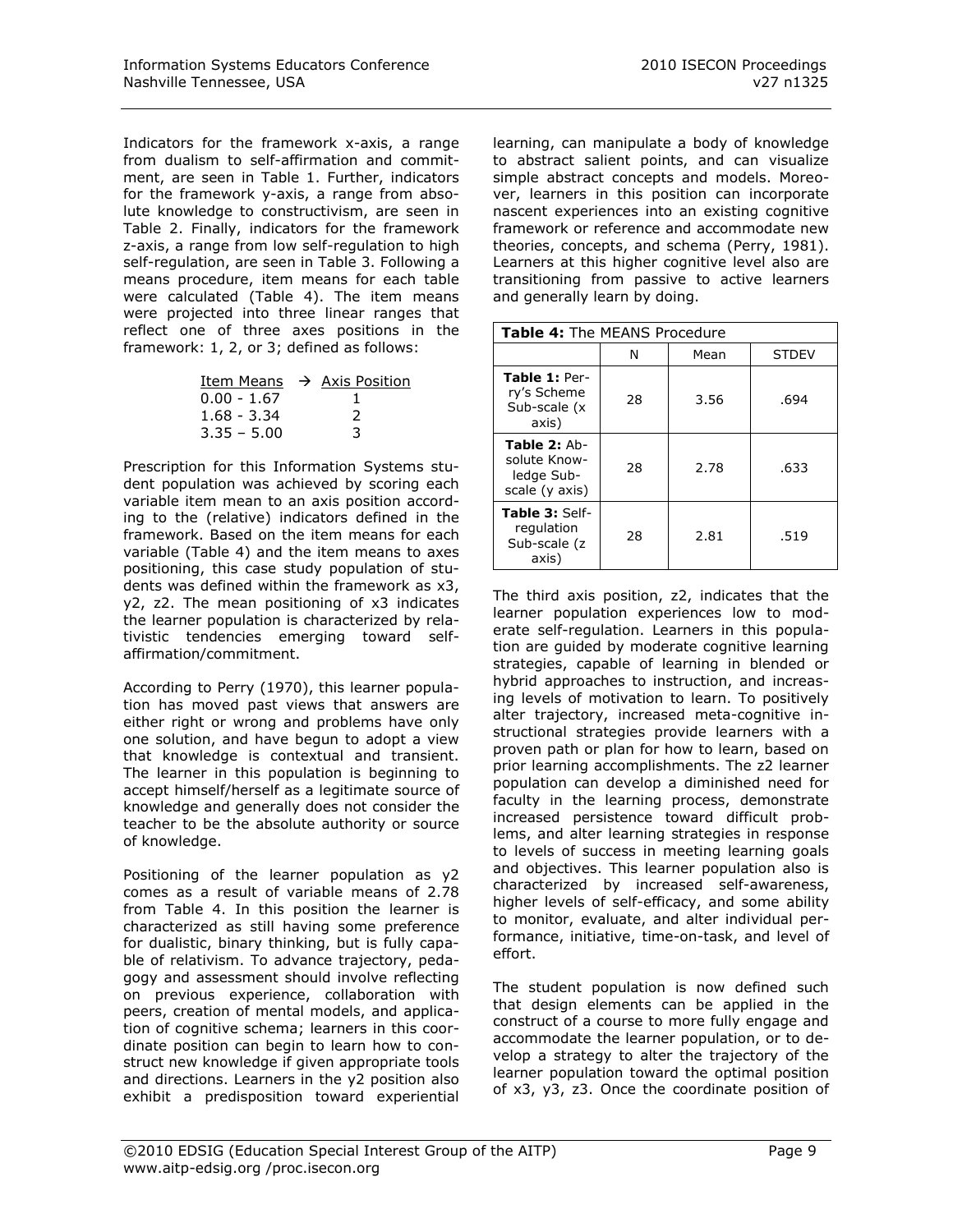Indicators for the framework x-axis, a range from dualism to self-affirmation and commitment, are seen in Table 1. Further, indicators for the framework y-axis, a range from absolute knowledge to constructivism, are seen in Table 2. Finally, indicators for the framework z-axis, a range from low self-regulation to high self-regulation, are seen in Table 3. Following a means procedure, item means for each table were calculated (Table 4). The item means were projected into three linear ranges that reflect one of three axes positions in the framework: 1, 2, or 3; defined as follows:

| Item Means | → Axis Position |
|---|---|
| 0.00 - 1.67 | 1 |
| 1.68 - 3.34 | 2 |
| 3.35 – 5.00 | 3 |

Prescription for this Information Systems student population was achieved by scoring each variable item mean to an axis position according to the (relative) indicators defined in the framework. Based on the item means for each variable (Table 4) and the item means to axes positioning, this case study population of students was defined within the framework as x3, y2, z2. The mean positioning of x3 indicates the learner population is characterized by relativistic tendencies emerging toward self-affirmation/commitment.

According to Perry (1970), this learner population has moved past views that answers are either right or wrong and problems have only one solution, and have begun to adopt a view that knowledge is contextual and transient. The learner in this population is beginning to accept himself/herself as a legitimate source of knowledge and generally does not consider the teacher to be the absolute authority or source of knowledge.

Positioning of the learner population as y2 comes as a result of variable means of 2.78 from Table 4. In this position the learner is characterized as still having some preference for dualistic, binary thinking, but is fully capable of relativism. To advance trajectory, pedagogy and assessment should involve reflecting on previous experience, collaboration with peers, creation of mental models, and application of cognitive schema; learners in this coordinate position can begin to learn how to construct new knowledge if given appropriate tools and directions. Learners in the y2 position also exhibit a predisposition toward experiential learning, can manipulate a body of knowledge to abstract salient points, and can visualize simple abstract concepts and models. Moreover, learners in this position can incorporate nascent experiences into an existing cognitive framework or reference and accommodate new theories, concepts, and schema (Perry, 1981). Learners at this higher cognitive level also are transitioning from passive to active learners and generally learn by doing.

**Table 4:** The MEANS Procedure

| | N | Mean | STDEV |
|---|---|---|---|
| **Table 1:** Perry's Scheme Sub-scale (x axis) | 28 | 3.56 | .694 |
| **Table 2:** Absolute Knowledge Sub-scale (y axis) | 28 | 2.78 | .633 |
| **Table 3:** Self-regulation Sub-scale (z axis) | 28 | 2.81 | .519 |

The third axis position, z2, indicates that the learner population experiences low to moderate self-regulation. Learners in this population are guided by moderate cognitive learning strategies, capable of learning in blended or hybrid approaches to instruction, and increasing levels of motivation to learn. To positively alter trajectory, increased meta-cognitive instructional strategies provide learners with a proven path or plan for how to learn, based on prior learning accomplishments. The z2 learner population can develop a diminished need for faculty in the learning process, demonstrate increased persistence toward difficult problems, and alter learning strategies in response to levels of success in meeting learning goals and objectives. This learner population also is characterized by increased self-awareness, higher levels of self-efficacy, and some ability to monitor, evaluate, and alter individual performance, initiative, time-on-task, and level of effort.

The student population is now defined such that design elements can be applied in the construct of a course to more fully engage and accommodate the learner population, or to develop a strategy to alter the trajectory of the learner population toward the optimal position of x3, y3, z3. Once the coordinate position of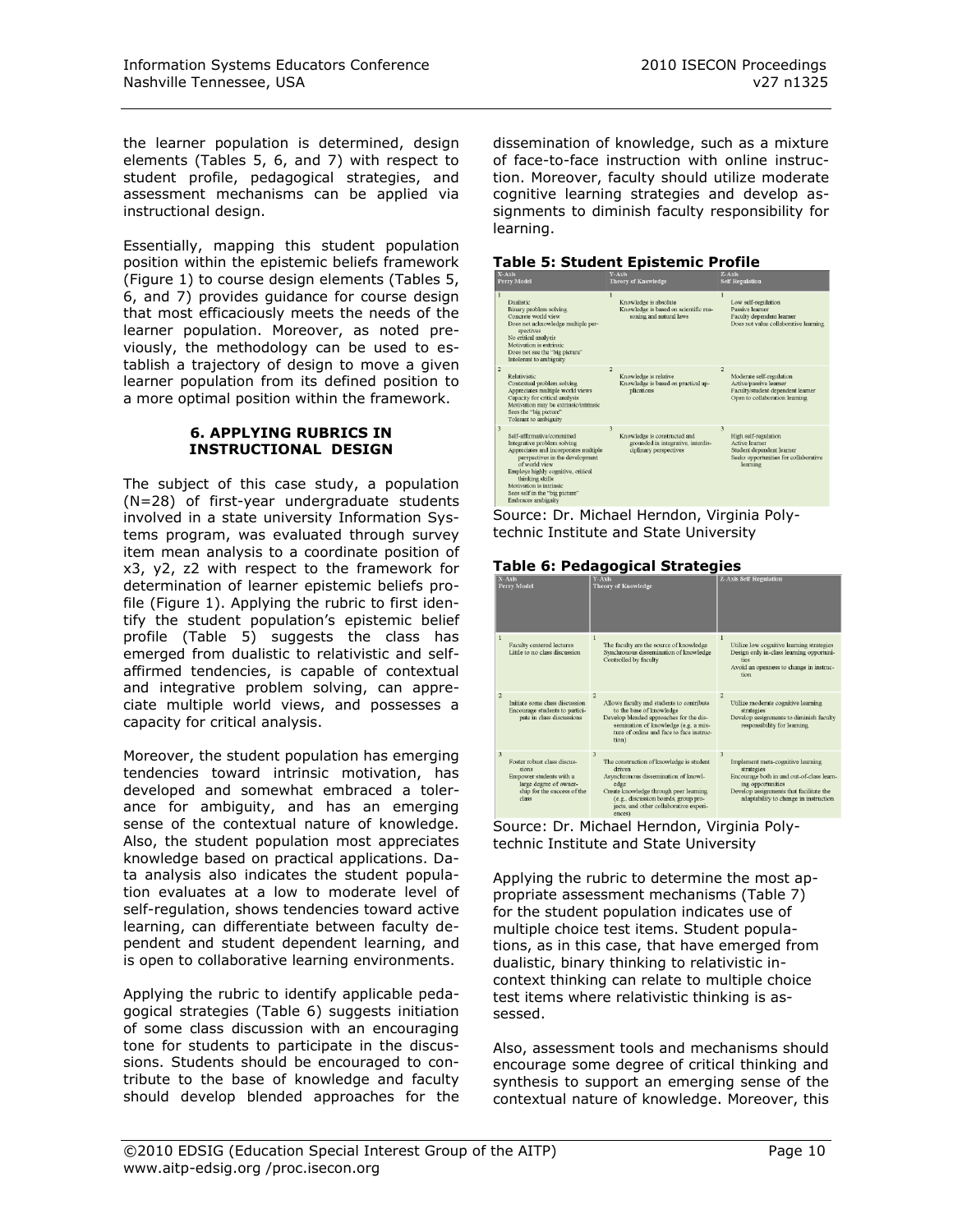the learner population is determined, design elements (Tables 5, 6, and 7) with respect to student profile, pedagogical strategies, and assessment mechanisms can be applied via instructional design.

Essentially, mapping this student population position within the epistemic beliefs framework (Figure 1) to course design elements (Tables 5, 6, and 7) provides guidance for course design that most efficaciously meets the needs of the learner population. Moreover, as noted previously, the methodology can be used to establish a trajectory of design to move a given learner population from its defined position to a more optimal position within the framework.

## 6. APPLYING RUBRICS IN INSTRUCTIONAL DESIGN

The subject of this case study, a population (N=28) of first-year undergraduate students involved in a state university Information Systems program, was evaluated through survey item mean analysis to a coordinate position of x3, y2, z2 with respect to the framework for determination of learner epistemic beliefs profile (Figure 1). Applying the rubric to first identify the student population's epistemic belief profile (Table 5) suggests the class has emerged from dualistic to relativistic and self-affirmed tendencies, is capable of contextual and integrative problem solving, can appreciate multiple world views, and possesses a capacity for critical analysis.

Moreover, the student population has emerging tendencies toward intrinsic motivation, has developed and somewhat embraced a tolerance for ambiguity, and has an emerging sense of the contextual nature of knowledge. Also, the student population most appreciates knowledge based on practical applications. Data analysis also indicates the student population evaluates at a low to moderate level of self-regulation, shows tendencies toward active learning, can differentiate between faculty dependent and student dependent learning, and is open to collaborative learning environments.

Applying the rubric to identify applicable pedagogical strategies (Table 6) suggests initiation of some class discussion with an encouraging tone for students to participate in the discussions. Students should be encouraged to contribute to the base of knowledge and faculty should develop blended approaches for the dissemination of knowledge, such as a mixture of face-to-face instruction with online instruction. Moreover, faculty should utilize moderate cognitive learning strategies and develop assignments to diminish faculty responsibility for learning.

**Table 5: Student Epistemic Profile**

| X-Axis Perry Model | Y-Axis Theory of Knowledge | Z-Axis Self Regulation |
|---|---|---|
| 1 Dualistic; Binary problem solving; Concrete world view; Does not acknowledge multiple perspectives; No critical analysis; Motivation is extrinsic; Does not see the "big picture"; Intolerant to ambiguity | 1 Knowledge is absolute; Knowledge is based on scientific reasoning and natural laws | 1 Low self-regulation; Passive learner; Faculty dependent learner; Does not value collaborative learning |
| 2 Relativistic; Contextual problem solving; Appreciates multiple world views; Capacity for critical analysis; Motivation may be extrinsic/intrinsic; Sees the "big picture"; Tolerant to ambiguity | 2 Knowledge is relative; Knowledge is based on practical applications | 2 Moderate self-regulation; Active/passive learner; Faculty/student dependent learner; Open to collaboration learning |
| 3 Self-affirmative/committed; Integrative problem solving; Appreciates and incorporates multiple perspectives in the development of world view; Employs highly cognitive, critical thinking skills; Motivation is intrinsic; Sees self in the "big picture"; Embraces ambiguity | 3 Knowledge is constructed and grounded in integrative, interdisciplinary perspectives | 3 High self-regulation; Active learner; Student dependent learner; Seeks opportunities for collaborative learning |

Source: Dr. Michael Herndon, Virginia Polytechnic Institute and State University

**Table 6: Pedagogical Strategies**

| X-Axis Perry Model | Y-Axis Theory of Knowledge | Z-Axis Self Regulation |
|---|---|---|
| 1 Faculty centered lectures; Little to no class discussion | 1 The faculty are the source of knowledge; Synchronous dissemination of knowledge; Controlled by faculty | 1 Utilize low cognitive learning strategies; Design only in-class learning opportunities; Avoid an openness to change in instruction |
| 2 Initiate some class discussion; Encourage students to participate in class discussions | 2 Allows faculty and students to contribute to the base of knowledge; Develop blended approaches for the dissemination of knowledge (e.g. a mixture of online and face to face instruction) | 2 Utilize moderate cognitive learning strategies; Develop assignments to diminish faculty responsibility for learning |
| 3 Foster robust class discussions; Empower students with a large degree of ownership for the success of the class | 3 The construction of knowledge is student driven; Asynchronous dissemination of knowledge; Create knowledge through peer learning (e.g., discussion boards, group projects, and other collaborative experiences) | 3 Implement meta-cognitive learning strategies; Encourage both in and out-of-class learning opportunities; Develop assignments that facilitate the adaptability to change in instruction |

Source: Dr. Michael Herndon, Virginia Polytechnic Institute and State University

Applying the rubric to determine the most appropriate assessment mechanisms (Table 7) for the student population indicates use of multiple choice test items. Student populations, as in this case, that have emerged from dualistic, binary thinking to relativistic in-context thinking can relate to multiple choice test items where relativistic thinking is assessed.

Also, assessment tools and mechanisms should encourage some degree of critical thinking and synthesis to support an emerging sense of the contextual nature of knowledge. Moreover, this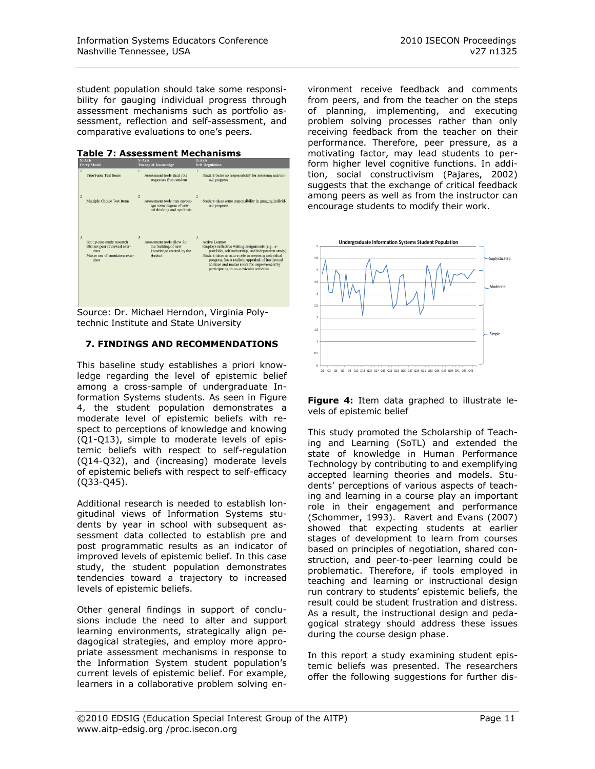student population should take some responsibility for gauging individual progress through assessment mechanisms such as portfolio assessment, reflection and self-assessment, and comparative evaluations to one's peers.

**Table 7: Assessment Mechanisms**

| X-Axis Perry Model | Y-Axis Theory of Knowledge | Z-Axis Self Regulation |
|---|---|---|
| 1 True/False Test Items | 1 Assessment tools elicit rote responses from student | 1 Student bears no responsibility for assessing individual progress |
| 2 Multiple Choice Test Items | 2 Assessment tools may encourage some degree of critical thinking and synthesis | 2 Student takes some responsibility in gauging individual progress |
| 3 Group case study research<br>Utilizes peer reviewed exercises<br>Makes use of simulation exercises | 3 Assessment tools allow for the building of new knowledge created by the student | 3 Active Learner<br>Employs reflective writing assignments (e.g., e-portfolio, self authorship, and independent study)<br>Student takes an active role in assessing individual progress, has a realistic appraisal of intellectual abilities and makes room for improvement by participating in co-curricular activities |

Source: Dr. Michael Herndon, Virginia Polytechnic Institute and State University

## 7. FINDINGS AND RECOMMENDATIONS

This baseline study establishes a priori knowledge regarding the level of epistemic belief among a cross-sample of undergraduate Information Systems students. As seen in Figure 4, the student population demonstrates a moderate level of epistemic beliefs with respect to perceptions of knowledge and knowing (Q1-Q13), simple to moderate levels of epistemic beliefs with respect to self-regulation (Q14-Q32), and (increasing) moderate levels of epistemic beliefs with respect to self-efficacy (Q33-Q45).

Additional research is needed to establish longitudinal views of Information Systems students by year in school with subsequent assessment data collected to establish pre and post programmatic results as an indicator of improved levels of epistemic belief. In this case study, the student population demonstrates tendencies toward a trajectory to increased levels of epistemic beliefs.

Other general findings in support of conclusions include the need to alter and support learning environments, strategically align pedagogical strategies, and employ more appropriate assessment mechanisms in response to the Information System student population's current levels of epistemic belief. For example, learners in a collaborative problem solving environment receive feedback and comments from peers, and from the teacher on the steps of planning, implementing, and executing problem solving processes rather than only receiving feedback from the teacher on their performance. Therefore, peer pressure, as a motivating factor, may lead students to perform higher level cognitive functions. In addition, social constructivism (Pajares, 2002) suggests that the exchange of critical feedback among peers as well as from the instructor can encourage students to modify their work.

**Figure 4:** Item data graphed to illustrate levels of epistemic belief

This study promoted the Scholarship of Teaching and Learning (SoTL) and extended the state of knowledge in Human Performance Technology by contributing to and exemplifying accepted learning theories and models. Students' perceptions of various aspects of teaching and learning in a course play an important role in their engagement and performance (Schommer, 1993). Ravert and Evans (2007) showed that expecting students at earlier stages of development to learn from courses based on principles of negotiation, shared construction, and peer-to-peer learning could be problematic. Therefore, if tools employed in teaching and learning or instructional design run contrary to students' epistemic beliefs, the result could be student frustration and distress. As a result, the instructional design and pedagogical strategy should address these issues during the course design phase.

In this report a study examining student epistemic beliefs was presented. The researchers offer the following suggestions for further dis-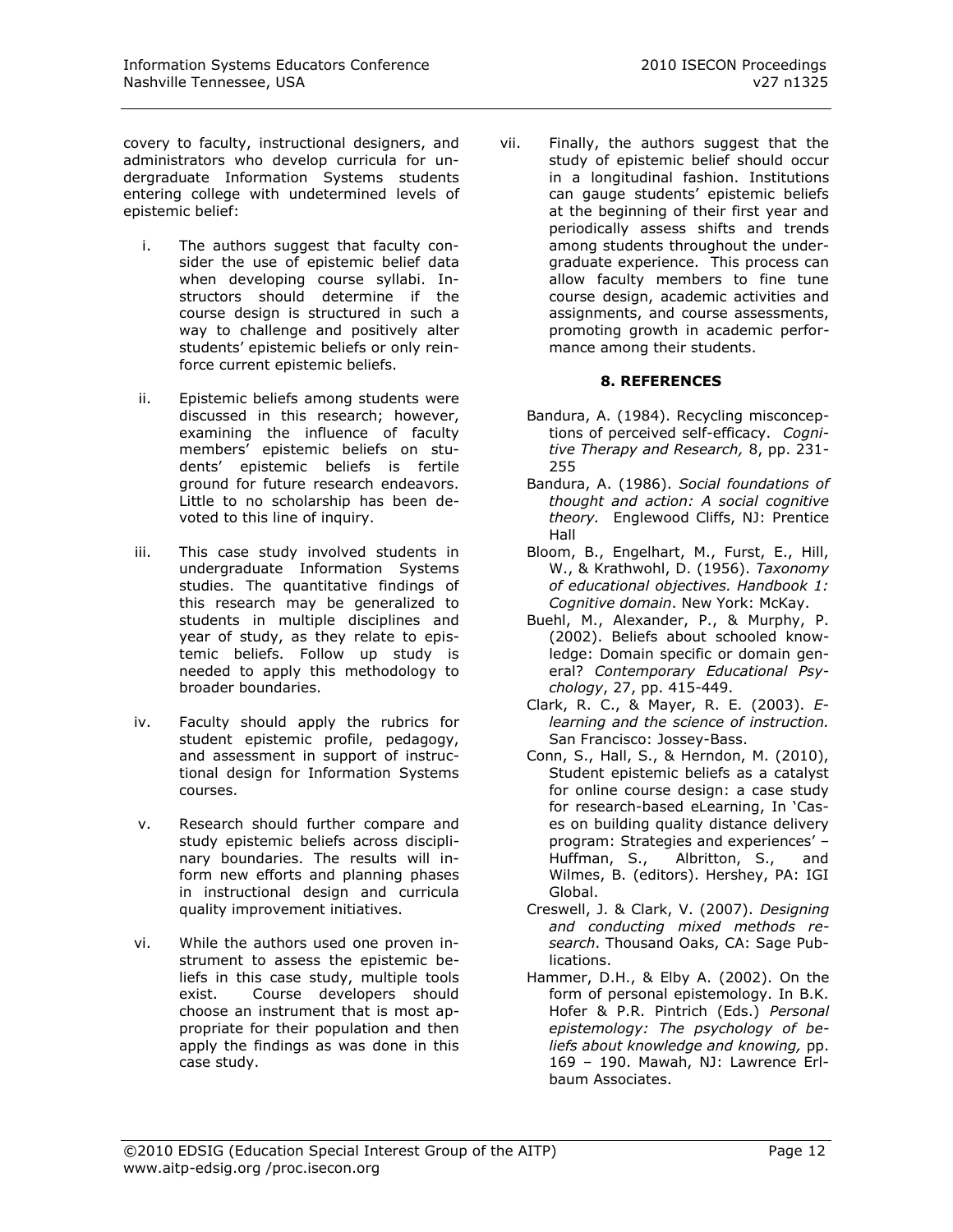covery to faculty, instructional designers, and administrators who develop curricula for undergraduate Information Systems students entering college with undetermined levels of epistemic belief:

i. The authors suggest that faculty consider the use of epistemic belief data when developing course syllabi. Instructors should determine if the course design is structured in such a way to challenge and positively alter students' epistemic beliefs or only reinforce current epistemic beliefs.

ii. Epistemic beliefs among students were discussed in this research; however, examining the influence of faculty members' epistemic beliefs on students' epistemic beliefs is fertile ground for future research endeavors. Little to no scholarship has been devoted to this line of inquiry.

iii. This case study involved students in undergraduate Information Systems studies. The quantitative findings of this research may be generalized to students in multiple disciplines and year of study, as they relate to epistemic beliefs. Follow up study is needed to apply this methodology to broader boundaries.

iv. Faculty should apply the rubrics for student epistemic profile, pedagogy, and assessment in support of instructional design for Information Systems courses.

v. Research should further compare and study epistemic beliefs across disciplinary boundaries. The results will inform new efforts and planning phases in instructional design and curricula quality improvement initiatives.

vi. While the authors used one proven instrument to assess the epistemic beliefs in this case study, multiple tools exist. Course developers should choose an instrument that is most appropriate for their population and then apply the findings as was done in this case study.

vii. Finally, the authors suggest that the study of epistemic belief should occur in a longitudinal fashion. Institutions can gauge students' epistemic beliefs at the beginning of their first year and periodically assess shifts and trends among students throughout the undergraduate experience. This process can allow faculty members to fine tune course design, academic activities and assignments, and course assessments, promoting growth in academic performance among their students.

## 8. REFERENCES

Bandura, A. (1984). Recycling misconceptions of perceived self-efficacy. *Cognitive Therapy and Research,* 8, pp. 231-255

Bandura, A. (1986). *Social foundations of thought and action: A social cognitive theory.* Englewood Cliffs, NJ: Prentice Hall

Bloom, B., Engelhart, M., Furst, E., Hill, W., & Krathwohl, D. (1956). *Taxonomy of educational objectives. Handbook 1: Cognitive domain*. New York: McKay.

Buehl, M., Alexander, P., & Murphy, P. (2002). Beliefs about schooled knowledge: Domain specific or domain general? *Contemporary Educational Psychology*, 27, pp. 415-449.

Clark, R. C., & Mayer, R. E. (2003). *E-learning and the science of instruction.* San Francisco: Jossey-Bass.

Conn, S., Hall, S., & Herndon, M. (2010), Student epistemic beliefs as a catalyst for online course design: a case study for research-based eLearning, In 'Cases on building quality distance delivery program: Strategies and experiences' – Huffman, S., Albritton, S., and Wilmes, B. (editors). Hershey, PA: IGI Global.

Creswell, J. & Clark, V. (2007). *Designing and conducting mixed methods research*. Thousand Oaks, CA: Sage Publications.

Hammer, D.H., & Elby A. (2002). On the form of personal epistemology. In B.K. Hofer & P.R. Pintrich (Eds.) *Personal epistemology: The psychology of beliefs about knowledge and knowing,* pp. 169 – 190. Mawah, NJ: Lawrence Erlbaum Associates.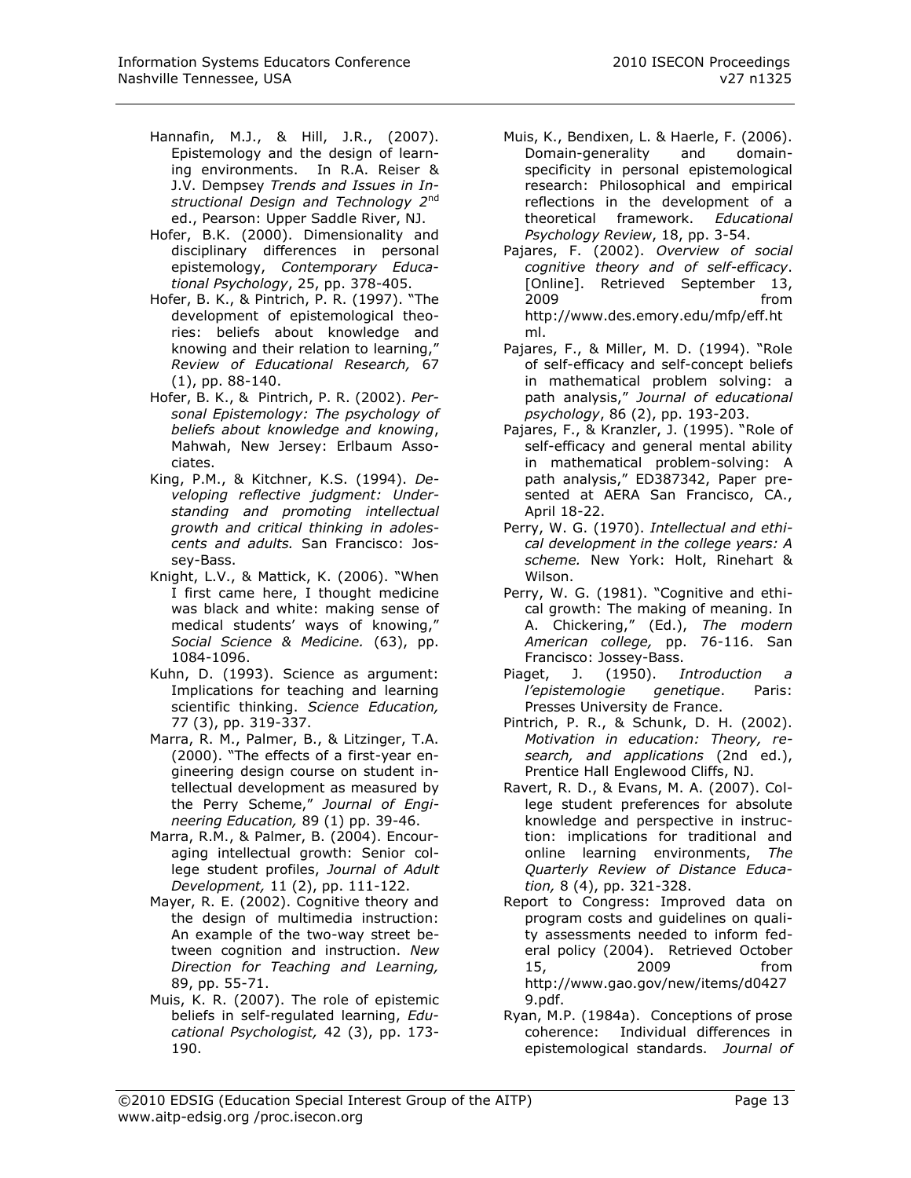Hannafin, M.J., & Hill, J.R., (2007). Epistemology and the design of learning environments. In R.A. Reiser & J.V. Dempsey *Trends and Issues in Instructional Design and Technology 2*nd ed., Pearson: Upper Saddle River, NJ.

Hofer, B.K. (2000). Dimensionality and disciplinary differences in personal epistemology, *Contemporary Educational Psychology*, 25, pp. 378-405.

Hofer, B. K., & Pintrich, P. R. (1997). "The development of epistemological theories: beliefs about knowledge and knowing and their relation to learning," *Review of Educational Research,* 67 (1), pp. 88-140.

Hofer, B. K., & Pintrich, P. R. (2002). *Personal Epistemology: The psychology of beliefs about knowledge and knowing*, Mahwah, New Jersey: Erlbaum Associates.

King, P.M., & Kitchner, K.S. (1994). *Developing reflective judgment: Understanding and promoting intellectual growth and critical thinking in adolescents and adults.* San Francisco: Jossey-Bass.

Knight, L.V., & Mattick, K. (2006). "When I first came here, I thought medicine was black and white: making sense of medical students' ways of knowing," *Social Science & Medicine.* (63), pp. 1084-1096.

Kuhn, D. (1993). Science as argument: Implications for teaching and learning scientific thinking. *Science Education,* 77 (3), pp. 319-337.

Marra, R. M., Palmer, B., & Litzinger, T.A. (2000). "The effects of a first-year engineering design course on student intellectual development as measured by the Perry Scheme," *Journal of Engineering Education,* 89 (1) pp. 39-46.

Marra, R.M., & Palmer, B. (2004). Encouraging intellectual growth: Senior college student profiles, *Journal of Adult Development,* 11 (2), pp. 111-122.

Mayer, R. E. (2002). Cognitive theory and the design of multimedia instruction: An example of the two-way street between cognition and instruction. *New Direction for Teaching and Learning,* 89, pp. 55-71.

Muis, K. R. (2007). The role of epistemic beliefs in self-regulated learning, *Educational Psychologist,* 42 (3), pp. 173-190.

Muis, K., Bendixen, L. & Haerle, F. (2006). Domain-generality and domain-specificity in personal epistemological research: Philosophical and empirical reflections in the development of a theoretical framework. *Educational Psychology Review*, 18, pp. 3-54.

Pajares, F. (2002). *Overview of social cognitive theory and of self-efficacy*. [Online]. Retrieved September 13, 2009 from http://www.des.emory.edu/mfp/eff.html.

Pajares, F., & Miller, M. D. (1994). "Role of self-efficacy and self-concept beliefs in mathematical problem solving: a path analysis," *Journal of educational psychology*, 86 (2), pp. 193-203.

Pajares, F., & Kranzler, J. (1995). "Role of self-efficacy and general mental ability in mathematical problem-solving: A path analysis," ED387342, Paper presented at AERA San Francisco, CA., April 18-22.

Perry, W. G. (1970). *Intellectual and ethical development in the college years: A scheme.* New York: Holt, Rinehart & Wilson.

Perry, W. G. (1981). "Cognitive and ethical growth: The making of meaning. In A. Chickering," (Ed.), *The modern American college,* pp. 76-116. San Francisco: Jossey-Bass.

Piaget, J. (1950). *Introduction a l'epistemologie genetique*. Paris: Presses University de France.

Pintrich, P. R., & Schunk, D. H. (2002). *Motivation in education: Theory, research, and applications* (2nd ed.), Prentice Hall Englewood Cliffs, NJ.

Ravert, R. D., & Evans, M. A. (2007). College student preferences for absolute knowledge and perspective in instruction: implications for traditional and online learning environments, *The Quarterly Review of Distance Education,* 8 (4), pp. 321-328.

Report to Congress: Improved data on program costs and guidelines on quality assessments needed to inform federal policy (2004). Retrieved October 15, 2009 from http://www.gao.gov/new/items/d04279.pdf.

Ryan, M.P. (1984a). Conceptions of prose coherence: Individual differences in epistemological standards. *Journal of*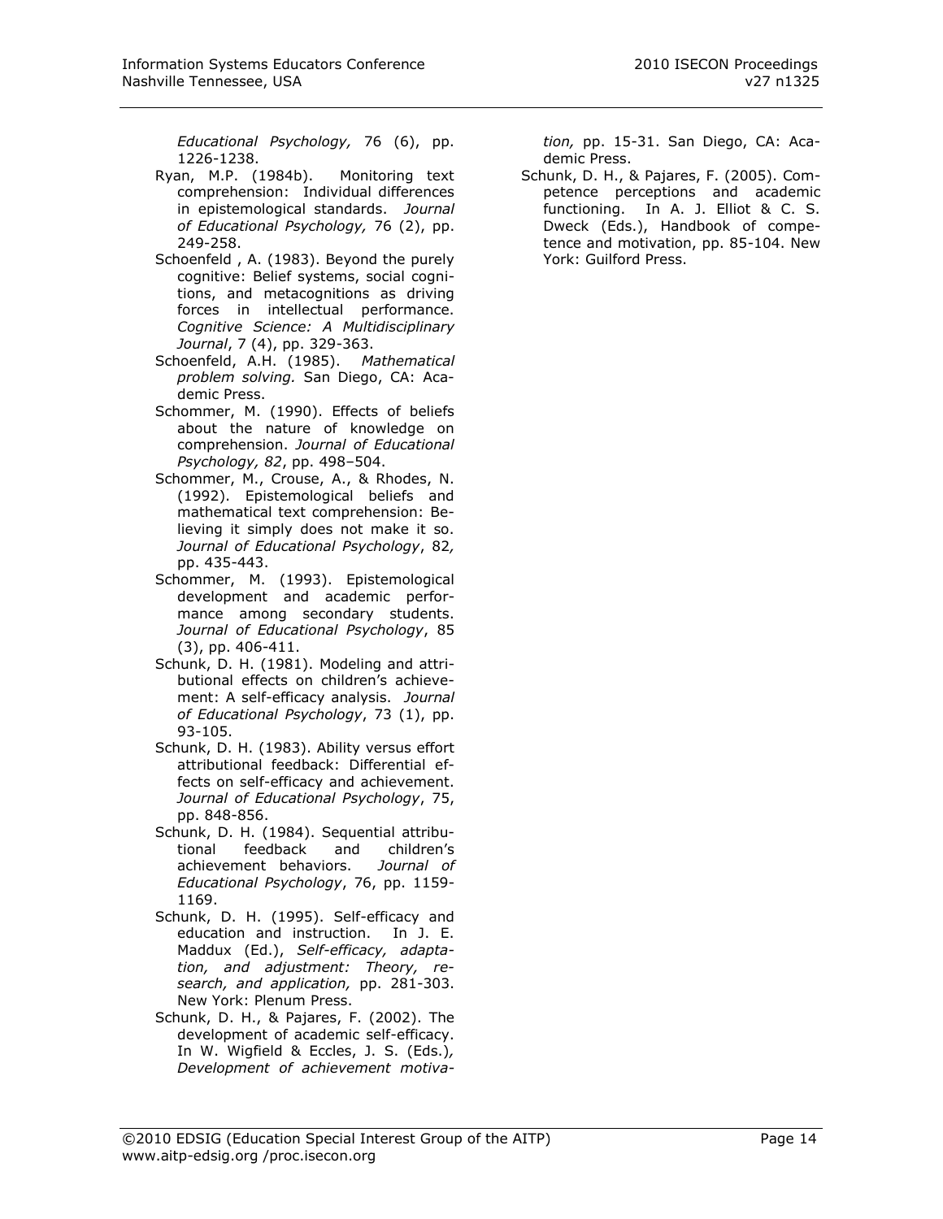*Educational Psychology,* 76 (6), pp. 1226-1238.

Ryan, M.P. (1984b). Monitoring text comprehension: Individual differences in epistemological standards. *Journal of Educational Psychology,* 76 (2), pp. 249-258.

Schoenfeld , A. (1983). Beyond the purely cognitive: Belief systems, social cognitions, and metacognitions as driving forces in intellectual performance. *Cognitive Science: A Multidisciplinary Journal*, 7 (4), pp. 329-363.

Schoenfeld, A.H. (1985). *Mathematical problem solving.* San Diego, CA: Academic Press.

Schommer, M. (1990). Effects of beliefs about the nature of knowledge on comprehension. *Journal of Educational Psychology, 82*, pp. 498–504.

Schommer, M., Crouse, A., & Rhodes, N. (1992). Epistemological beliefs and mathematical text comprehension: Believing it simply does not make it so. *Journal of Educational Psychology*, 82*,* pp. 435-443.

Schommer, M. (1993). Epistemological development and academic performance among secondary students. *Journal of Educational Psychology*, 85 (3), pp. 406-411.

Schunk, D. H. (1981). Modeling and attributional effects on children's achievement: A self-efficacy analysis. *Journal of Educational Psychology*, 73 (1), pp. 93-105.

Schunk, D. H. (1983). Ability versus effort attributional feedback: Differential effects on self-efficacy and achievement. *Journal of Educational Psychology*, 75, pp. 848-856.

Schunk, D. H. (1984). Sequential attributional feedback and children's achievement behaviors. *Journal of Educational Psychology*, 76, pp. 1159-1169.

Schunk, D. H. (1995). Self-efficacy and education and instruction. In J. E. Maddux (Ed.), *Self-efficacy, adaptation, and adjustment: Theory, research, and application,* pp. 281-303. New York: Plenum Press.

Schunk, D. H., & Pajares, F. (2002). The development of academic self-efficacy. In W. Wigfield & Eccles, J. S. (Eds.)*, Development of achievement motivation,* pp. 15-31. San Diego, CA: Academic Press.

Schunk, D. H., & Pajares, F. (2005). Competence perceptions and academic functioning. In A. J. Elliot & C. S. Dweck (Eds.), Handbook of competence and motivation, pp. 85-104. New York: Guilford Press.